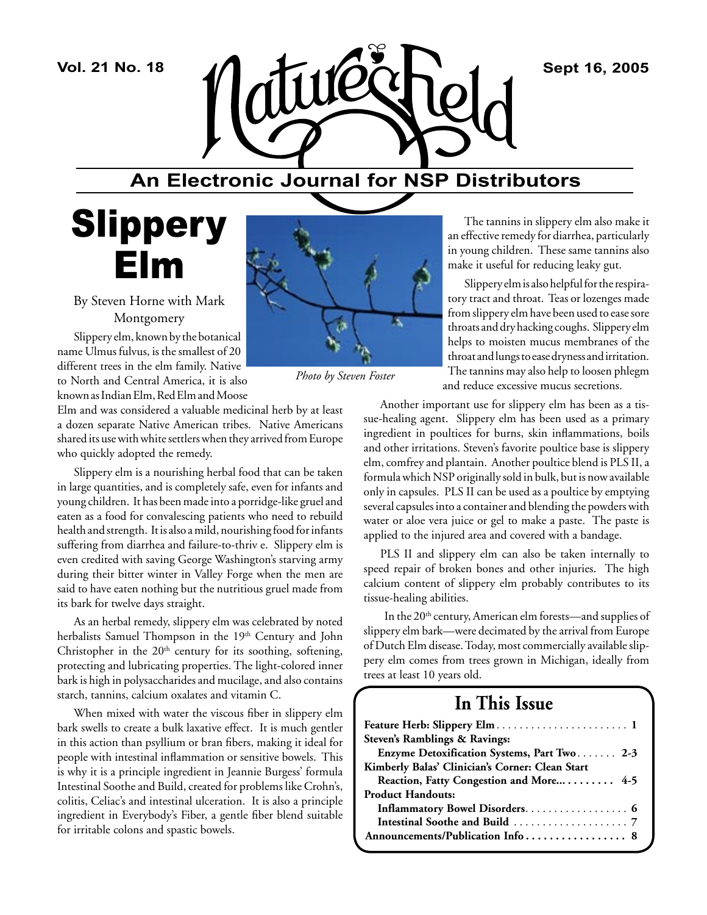# Nature's Field

## An Electronic Journal for NSP Distributors

# Slippery Elm

By Steven Horne with Mark Montgomery

Slippery elm, known by the botanical name Ulmus fulvus, is the smallest of 20 different trees in the elm family. Native to North and Central America, it is also known as Indian Elm, Red Elm and Moose Elm and was considered a valuable medicinal herb by at least a dozen separate Native American tribes. Native Americans shared its use with white settlers when they arrived from Europe who quickly adopted the remedy.

*Photo by Steven Foster*

Slippery elm is a nourishing herbal food that can be taken in large quantities, and is completely safe, even for infants and young children. It has been made into a porridge-like gruel and eaten as a food for convalescing patients who need to rebuild health and strength. It is also a mild, nourishing food for infants suffering from diarrhea and failure-to-thriv e. Slippery elm is even credited with saving George Washington's starving army during their bitter winter in Valley Forge when the men are said to have eaten nothing but the nutritious gruel made from its bark for twelve days straight.

As an herbal remedy, slippery elm was celebrated by noted herbalists Samuel Thompson in the 19th Century and John Christopher in the 20th century for its soothing, softening, protecting and lubricating properties. The light-colored inner bark is high in polysaccharides and mucilage, and also contains starch, tannins, calcium oxalates and vitamin C.

When mixed with water the viscous fiber in slippery elm bark swells to create a bulk laxative effect. It is much gentler in this action than psyllium or bran fibers, making it ideal for people with intestinal inflammation or sensitive bowels. This is why it is a principle ingredient in Jeannie Burgess' formula Intestinal Soothe and Build, created for problems like Crohn's, colitis, Celiac's and intestinal ulceration. It is also a principle ingredient in Everybody's Fiber, a gentle fiber blend suitable for irritable colons and spastic bowels.

The tannins in slippery elm also make it an effective remedy for diarrhea, particularly in young children. These same tannins also make it useful for reducing leaky gut.

Slippery elm is also helpful for the respiratory tract and throat. Teas or lozenges made from slippery elm have been used to ease sore throats and dry hacking coughs. Slippery elm helps to moisten mucus membranes of the throat and lungs to ease dryness and irritation. The tannins may also help to loosen phlegm and reduce excessive mucus secretions.

Another important use for slippery elm has been as a tissue-healing agent. Slippery elm has been used as a primary ingredient in poultices for burns, skin inflammations, boils and other irritations. Steven's favorite poultice base is slippery elm, comfrey and plantain. Another poultice blend is PLS II, a formula which NSP originally sold in bulk, but is now available only in capsules. PLS II can be used as a poultice by emptying several capsules into a container and blending the powders with water or aloe vera juice or gel to make a paste. The paste is applied to the injured area and covered with a bandage.

PLS II and slippery elm can also be taken internally to speed repair of broken bones and other injuries. The high calcium content of slippery elm probably contributes to its tissue-healing abilities.

In the 20th century, American elm forests—and supplies of slippery elm bark—were decimated by the arrival from Europe of Dutch Elm disease. Today, most commercially available slippery elm comes from trees grown in Michigan, ideally from trees at least 10 years old.

## In This Issue

**Feature Herb: Slippery Elm** . . . . . . . . . . . . . . . . . . . . . . . **1**
**Steven's Ramblings & Ravings:**
**Enzyme Detoxification Systems, Part Two** . . . . . . . **2-3**
**Kimberly Balas' Clinician's Corner: Clean Start Reaction, Fatty Congestion and More...** . . . . . . . . . **4-5**
**Product Handouts:**
**Inflammatory Bowel Disorders** . . . . . . . . . . . . . . . . . . **6**
**Intestinal Soothe and Build** . . . . . . . . . . . . . . . . . . . . **7**
**Announcements/Publication Info** . . . . . . . . . . . . . . . . . **8**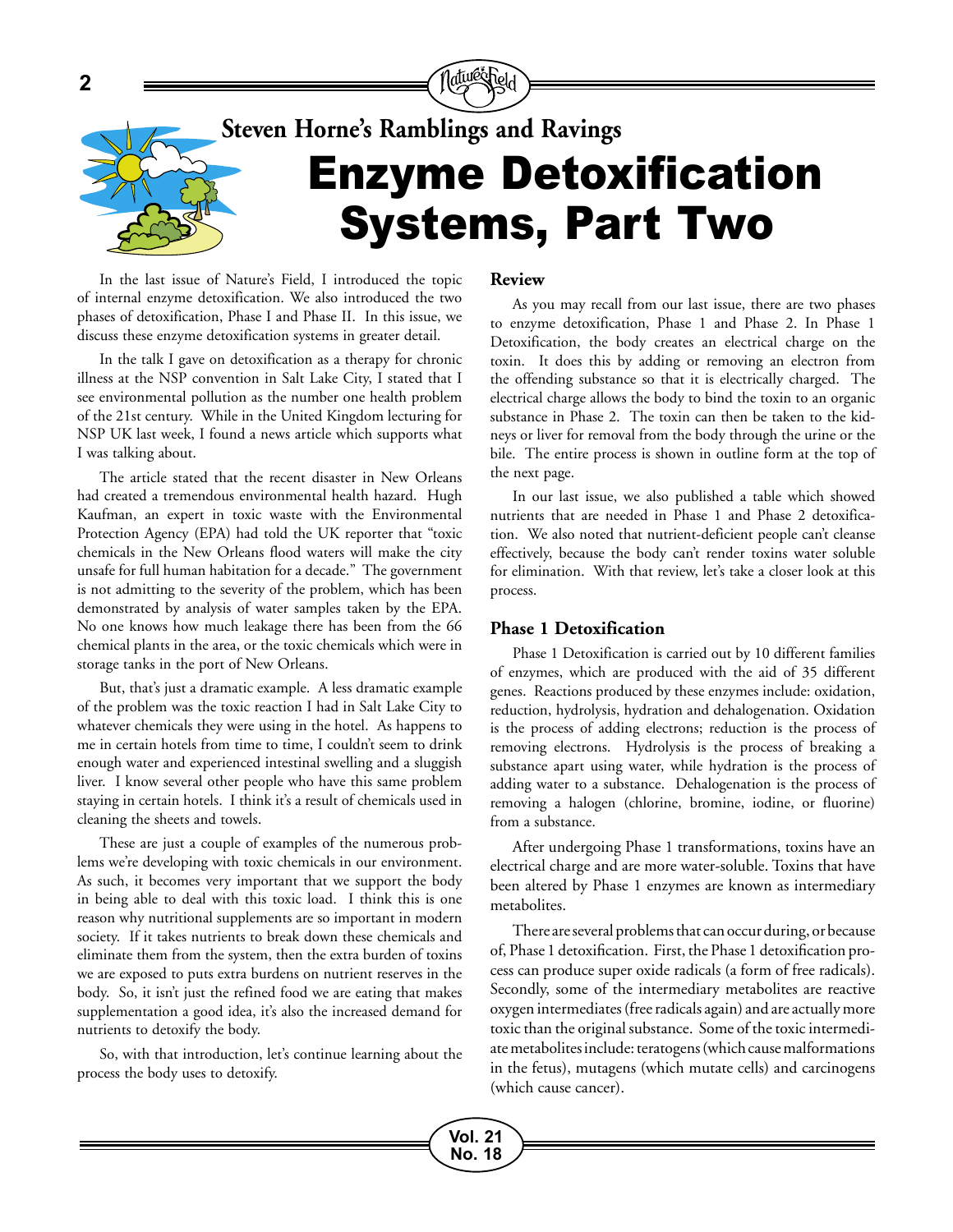Steven Horne's Ramblings and Ravings

# Enzyme Detoxification Systems, Part Two

In the last issue of Nature's Field, I introduced the topic of internal enzyme detoxification. We also introduced the two phases of detoxification, Phase I and Phase II. In this issue, we discuss these enzyme detoxification systems in greater detail.

In the talk I gave on detoxification as a therapy for chronic illness at the NSP convention in Salt Lake City, I stated that I see environmental pollution as the number one health problem of the 21st century. While in the United Kingdom lecturing for NSP UK last week, I found a news article which supports what I was talking about.

The article stated that the recent disaster in New Orleans had created a tremendous environmental health hazard. Hugh Kaufman, an expert in toxic waste with the Environmental Protection Agency (EPA) had told the UK reporter that "toxic chemicals in the New Orleans flood waters will make the city unsafe for full human habitation for a decade." The government is not admitting to the severity of the problem, which has been demonstrated by analysis of water samples taken by the EPA. No one knows how much leakage there has been from the 66 chemical plants in the area, or the toxic chemicals which were in storage tanks in the port of New Orleans.

But, that's just a dramatic example. A less dramatic example of the problem was the toxic reaction I had in Salt Lake City to whatever chemicals they were using in the hotel. As happens to me in certain hotels from time to time, I couldn't seem to drink enough water and experienced intestinal swelling and a sluggish liver. I know several other people who have this same problem staying in certain hotels. I think it's a result of chemicals used in cleaning the sheets and towels.

These are just a couple of examples of the numerous problems we're developing with toxic chemicals in our environment. As such, it becomes very important that we support the body in being able to deal with this toxic load. I think this is one reason why nutritional supplements are so important in modern society. If it takes nutrients to break down these chemicals and eliminate them from the system, then the extra burden of toxins we are exposed to puts extra burdens on nutrient reserves in the body. So, it isn't just the refined food we are eating that makes supplementation a good idea, it's also the increased demand for nutrients to detoxify the body.

So, with that introduction, let's continue learning about the process the body uses to detoxify.

### Review

As you may recall from our last issue, there are two phases to enzyme detoxification, Phase 1 and Phase 2. In Phase 1 Detoxification, the body creates an electrical charge on the toxin. It does this by adding or removing an electron from the offending substance so that it is electrically charged. The electrical charge allows the body to bind the toxin to an organic substance in Phase 2. The toxin can then be taken to the kidneys or liver for removal from the body through the urine or the bile. The entire process is shown in outline form at the top of the next page.

In our last issue, we also published a table which showed nutrients that are needed in Phase 1 and Phase 2 detoxification. We also noted that nutrient-deficient people can't cleanse effectively, because the body can't render toxins water soluble for elimination. With that review, let's take a closer look at this process.

### Phase 1 Detoxification

Phase 1 Detoxification is carried out by 10 different families of enzymes, which are produced with the aid of 35 different genes. Reactions produced by these enzymes include: oxidation, reduction, hydrolysis, hydration and dehalogenation. Oxidation is the process of adding electrons; reduction is the process of removing electrons. Hydrolysis is the process of breaking a substance apart using water, while hydration is the process of adding water to a substance. Dehalogenation is the process of removing a halogen (chlorine, bromine, iodine, or fluorine) from a substance.

After undergoing Phase 1 transformations, toxins have an electrical charge and are more water-soluble. Toxins that have been altered by Phase 1 enzymes are known as intermediary metabolites.

There are several problems that can occur during, or because of, Phase 1 detoxification. First, the Phase 1 detoxification process can produce super oxide radicals (a form of free radicals). Secondly, some of the intermediary metabolites are reactive oxygen intermediates (free radicals again) and are actually more toxic than the original substance. Some of the toxic intermediate metabolites include: teratogens (which cause malformations in the fetus), mutagens (which mutate cells) and carcinogens (which cause cancer).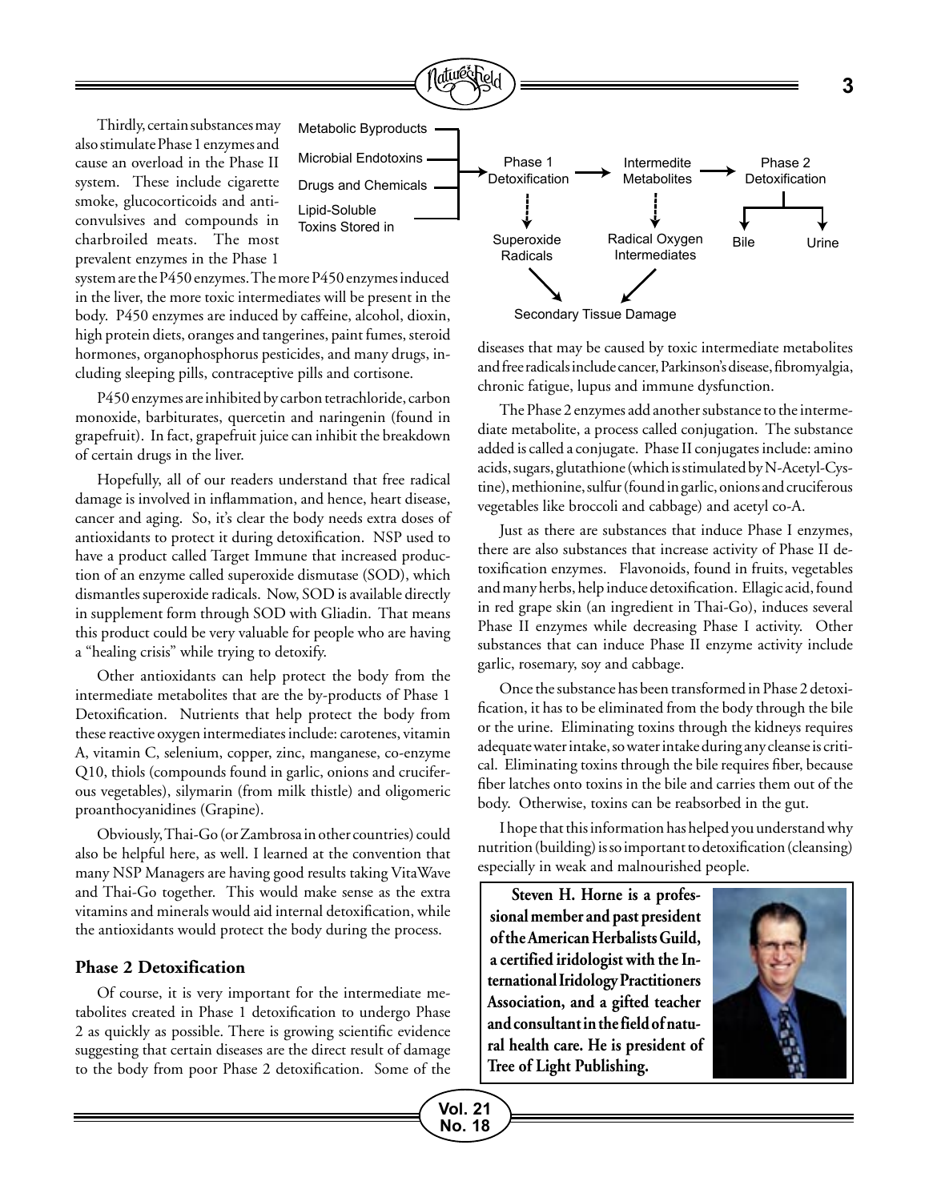Thirdly, certain substances may also stimulate Phase 1 enzymes and cause an overload in the Phase II system. These include cigarette smoke, glucocorticoids and anti-convulsives and compounds in charbroiled meats. The most prevalent enzymes in the Phase 1 system are the P450 enzymes. The more P450 enzymes induced in the liver, the more toxic intermediates will be present in the body. P450 enzymes are induced by caffeine, alcohol, dioxin, high protein diets, oranges and tangerines, paint fumes, steroid hormones, organophosphorus pesticides, and many drugs, including sleeping pills, contraceptive pills and cortisone.

Metabolic Byproducts
Microbial Endotoxins
Drugs and Chemicals
Lipid-Soluble Toxins Stored in

Phase 1 Detoxification → Intermedite Metabolites → Phase 2 Detoxification

Phase 1 Detoxification → Superoxide Radicals
Intermedite Metabolites → Radical Oxygen Intermediates
Phase 2 Detoxification → Bile, Urine

Superoxide Radicals, Radical Oxygen Intermediates → Secondary Tissue Damage

P450 enzymes are inhibited by carbon tetrachloride, carbon monoxide, barbiturates, quercetin and naringenin (found in grapefruit). In fact, grapefruit juice can inhibit the breakdown of certain drugs in the liver.

Hopefully, all of our readers understand that free radical damage is involved in inflammation, and hence, heart disease, cancer and aging. So, it's clear the body needs extra doses of antioxidants to protect it during detoxification. NSP used to have a product called Target Immune that increased production of an enzyme called superoxide dismutase (SOD), which dismantles superoxide radicals. Now, SOD is available directly in supplement form through SOD with Gliadin. That means this product could be very valuable for people who are having a "healing crisis" while trying to detoxify.

Other antioxidants can help protect the body from the intermediate metabolites that are the by-products of Phase 1 Detoxification. Nutrients that help protect the body from these reactive oxygen intermediates include: carotenes, vitamin A, vitamin C, selenium, copper, zinc, manganese, co-enzyme Q10, thiols (compounds found in garlic, onions and cruciferous vegetables), silymarin (from milk thistle) and oligomeric proanthocyanidines (Grapine).

Obviously, Thai-Go (or Zambrosa in other countries) could also be helpful here, as well. I learned at the convention that many NSP Managers are having good results taking VitaWave and Thai-Go together. This would make sense as the extra vitamins and minerals would aid internal detoxification, while the antioxidants would protect the body during the process.

### Phase 2 Detoxification

Of course, it is very important for the intermediate metabolites created in Phase 1 detoxification to undergo Phase 2 as quickly as possible. There is growing scientific evidence suggesting that certain diseases are the direct result of damage to the body from poor Phase 2 detoxification. Some of the diseases that may be caused by toxic intermediate metabolites and free radicals include cancer, Parkinson's disease, fibromyalgia, chronic fatigue, lupus and immune dysfunction.

The Phase 2 enzymes add another substance to the intermediate metabolite, a process called conjugation. The substance added is called a conjugate. Phase II conjugates include: amino acids, sugars, glutathione (which is stimulated by N-Acetyl-Cystine), methionine, sulfur (found in garlic, onions and cruciferous vegetables like broccoli and cabbage) and acetyl co-A.

Just as there are substances that induce Phase I enzymes, there are also substances that increase activity of Phase II detoxification enzymes. Flavonoids, found in fruits, vegetables and many herbs, help induce detoxification. Ellagic acid, found in red grape skin (an ingredient in Thai-Go), induces several Phase II enzymes while decreasing Phase I activity. Other substances that can induce Phase II enzyme activity include garlic, rosemary, soy and cabbage.

Once the substance has been transformed in Phase 2 detoxification, it has to be eliminated from the body through the bile or the urine. Eliminating toxins through the kidneys requires adequate water intake, so water intake during any cleanse is critical. Eliminating toxins through the bile requires fiber, because fiber latches onto toxins in the bile and carries them out of the body. Otherwise, toxins can be reabsorbed in the gut.

I hope that this information has helped you understand why nutrition (building) is so important to detoxification (cleansing) especially in weak and malnourished people.

**Steven H. Horne is a professional member and past president of the American Herbalists Guild, a certified iridologist with the International Iridology Practitioners Association, and a gifted teacher and consultant in the field of natural health care. He is president of Tree of Light Publishing.**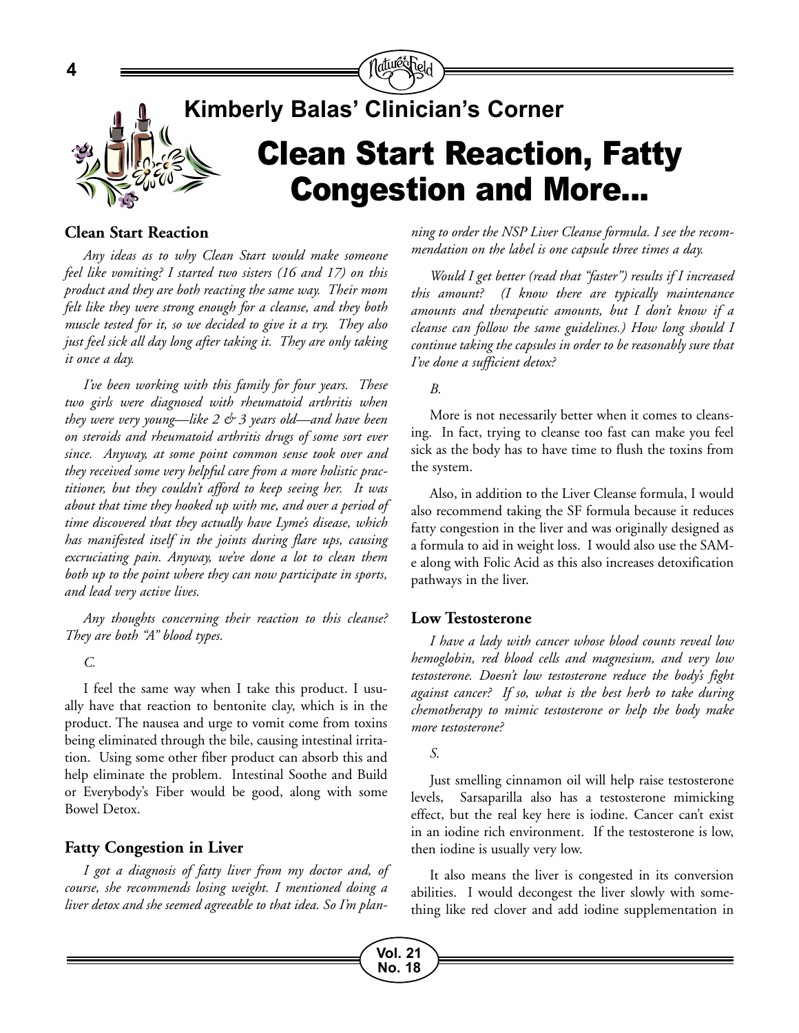## Kimberly Balas' Clinician's Corner

# Clean Start Reaction, Fatty Congestion and More...

### Clean Start Reaction

*Any ideas as to why Clean Start would make someone feel like vomiting? I started two sisters (16 and 17) on this product and they are both reacting the same way. Their mom felt like they were strong enough for a cleanse, and they both muscle tested for it, so we decided to give it a try. They also just feel sick all day long after taking it. They are only taking it once a day.*

*I've been working with this family for four years. These two girls were diagnosed with rheumatoid arthritis when they were very young—like 2 & 3 years old—and have been on steroids and rheumatoid arthritis drugs of some sort ever since. Anyway, at some point common sense took over and they received some very helpful care from a more holistic practitioner, but they couldn't afford to keep seeing her. It was about that time they hooked up with me, and over a period of time discovered that they actually have Lyme's disease, which has manifested itself in the joints during flare ups, causing excruciating pain. Anyway, we've done a lot to clean them both up to the point where they can now participate in sports, and lead very active lives.*

*Any thoughts concerning their reaction to this cleanse? They are both "A" blood types.*

*C.*

I feel the same way when I take this product. I usually have that reaction to bentonite clay, which is in the product. The nausea and urge to vomit come from toxins being eliminated through the bile, causing intestinal irritation. Using some other fiber product can absorb this and help eliminate the problem. Intestinal Soothe and Build or Everybody's Fiber would be good, along with some Bowel Detox.

### Fatty Congestion in Liver

*I got a diagnosis of fatty liver from my doctor and, of course, she recommends losing weight. I mentioned doing a liver detox and she seemed agreeable to that idea. So I'm planning to order the NSP Liver Cleanse formula. I see the recommendation on the label is one capsule three times a day.*

*Would I get better (read that "faster") results if I increased this amount? (I know there are typically maintenance amounts and therapeutic amounts, but I don't know if a cleanse can follow the same guidelines.) How long should I continue taking the capsules in order to be reasonably sure that I've done a sufficient detox?*

*B.*

More is not necessarily better when it comes to cleansing. In fact, trying to cleanse too fast can make you feel sick as the body has to have time to flush the toxins from the system.

Also, in addition to the Liver Cleanse formula, I would also recommend taking the SF formula because it reduces fatty congestion in the liver and was originally designed as a formula to aid in weight loss. I would also use the SAM-e along with Folic Acid as this also increases detoxification pathways in the liver.

### Low Testosterone

*I have a lady with cancer whose blood counts reveal low hemoglobin, red blood cells and magnesium, and very low testosterone. Doesn't low testosterone reduce the body's fight against cancer? If so, what is the best herb to take during chemotherapy to mimic testosterone or help the body make more testosterone?*

*S.*

Just smelling cinnamon oil will help raise testosterone levels, Sarsaparilla also has a testosterone mimicking effect, but the real key here is iodine. Cancer can't exist in an iodine rich environment. If the testosterone is low, then iodine is usually very low.

It also means the liver is congested in its conversion abilities. I would decongest the liver slowly with something like red clover and add iodine supplementation in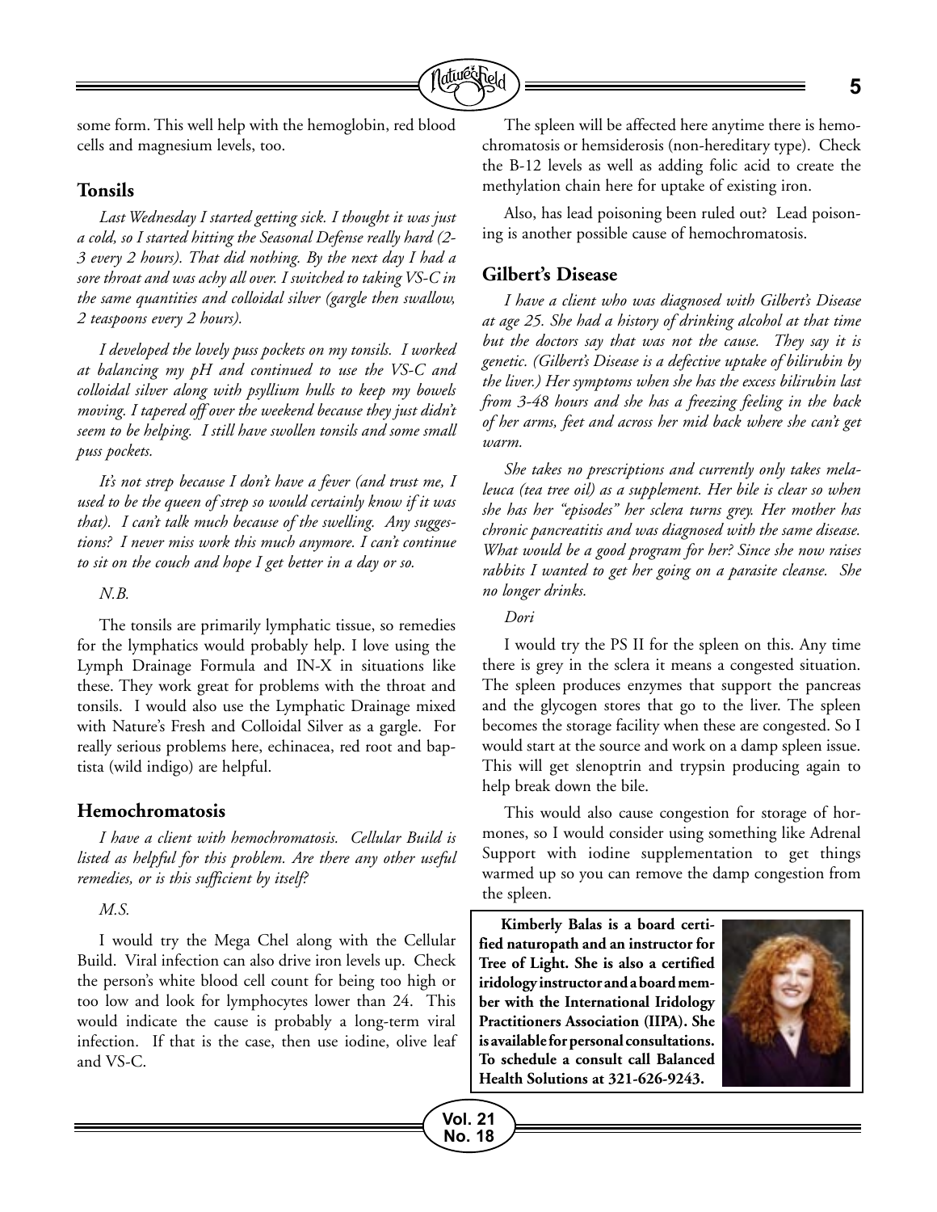some form. This well help with the hemoglobin, red blood cells and magnesium levels, too.

## Tonsils

*Last Wednesday I started getting sick. I thought it was just a cold, so I started hitting the Seasonal Defense really hard (2-3 every 2 hours). That did nothing. By the next day I had a sore throat and was achy all over. I switched to taking VS-C in the same quantities and colloidal silver (gargle then swallow, 2 teaspoons every 2 hours).*

*I developed the lovely puss pockets on my tonsils. I worked at balancing my pH and continued to use the VS-C and colloidal silver along with psyllium hulls to keep my bowels moving. I tapered off over the weekend because they just didn't seem to be helping. I still have swollen tonsils and some small puss pockets.*

*It's not strep because I don't have a fever (and trust me, I used to be the queen of strep so would certainly know if it was that). I can't talk much because of the swelling. Any suggestions? I never miss work this much anymore. I can't continue to sit on the couch and hope I get better in a day or so.*

*N.B.*

The tonsils are primarily lymphatic tissue, so remedies for the lymphatics would probably help. I love using the Lymph Drainage Formula and IN-X in situations like these. They work great for problems with the throat and tonsils. I would also use the Lymphatic Drainage mixed with Nature's Fresh and Colloidal Silver as a gargle. For really serious problems here, echinacea, red root and baptista (wild indigo) are helpful.

## Hemochromatosis

*I have a client with hemochromatosis. Cellular Build is listed as helpful for this problem. Are there any other useful remedies, or is this sufficient by itself?*

*M.S.*

I would try the Mega Chel along with the Cellular Build. Viral infection can also drive iron levels up. Check the person's white blood cell count for being too high or too low and look for lymphocytes lower than 24. This would indicate the cause is probably a long-term viral infection. If that is the case, then use iodine, olive leaf and VS-C.

The spleen will be affected here anytime there is hemochromatosis or hemsiderosis (non-hereditary type). Check the B-12 levels as well as adding folic acid to create the methylation chain here for uptake of existing iron.

Also, has lead poisoning been ruled out? Lead poisoning is another possible cause of hemochromatosis.

## Gilbert's Disease

*I have a client who was diagnosed with Gilbert's Disease at age 25. She had a history of drinking alcohol at that time but the doctors say that was not the cause. They say it is genetic. (Gilbert's Disease is a defective uptake of bilirubin by the liver.) Her symptoms when she has the excess bilirubin last from 3-48 hours and she has a freezing feeling in the back of her arms, feet and across her mid back where she can't get warm.*

*She takes no prescriptions and currently only takes melaleuca (tea tree oil) as a supplement. Her bile is clear so when she has her "episodes" her sclera turns grey. Her mother has chronic pancreatitis and was diagnosed with the same disease. What would be a good program for her? Since she now raises rabbits I wanted to get her going on a parasite cleanse. She no longer drinks.*

*Dori*

I would try the PS II for the spleen on this. Any time there is grey in the sclera it means a congested situation. The spleen produces enzymes that support the pancreas and the glycogen stores that go to the liver. The spleen becomes the storage facility when these are congested. So I would start at the source and work on a damp spleen issue. This will get slenoptrin and trypsin producing again to help break down the bile.

This would also cause congestion for storage of hormones, so I would consider using something like Adrenal Support with iodine supplementation to get things warmed up so you can remove the damp congestion from the spleen.

**Kimberly Balas is a board certified naturopath and an instructor for Tree of Light. She is also a certified iridology instructor and a board member with the International Iridology Practitioners Association (IIPA). She is available for personal consultations. To schedule a consult call Balanced Health Solutions at 321-626-9243.**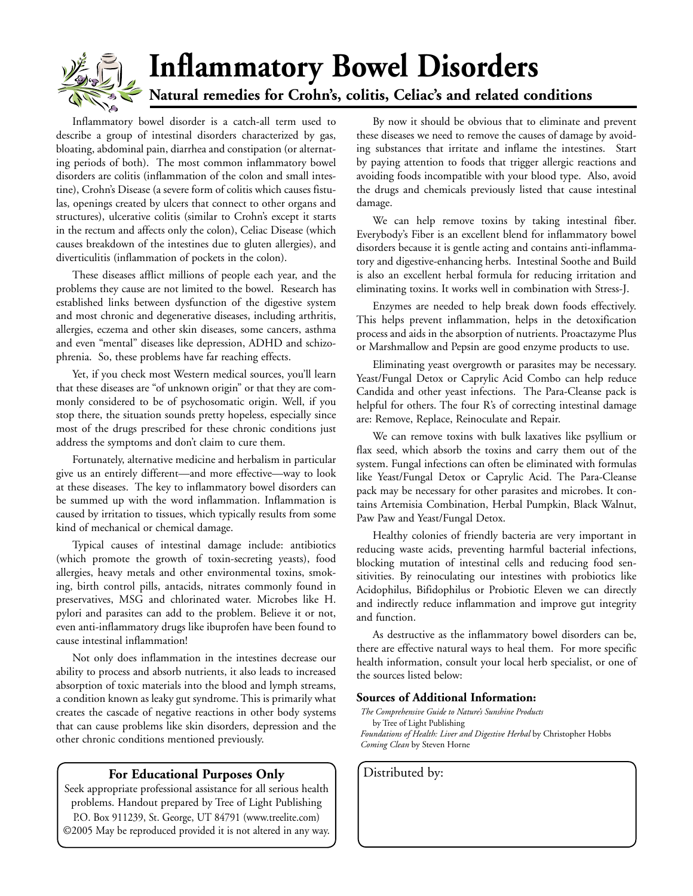# Inflammatory Bowel Disorders

## Natural remedies for Crohn's, colitis, Celiac's and related conditions

Inflammatory bowel disorder is a catch-all term used to describe a group of intestinal disorders characterized by gas, bloating, abdominal pain, diarrhea and constipation (or alternating periods of both). The most common inflammatory bowel disorders are colitis (inflammation of the colon and small intestine), Crohn's Disease (a severe form of colitis which causes fistulas, openings created by ulcers that connect to other organs and structures), ulcerative colitis (similar to Crohn's except it starts in the rectum and affects only the colon), Celiac Disease (which causes breakdown of the intestines due to gluten allergies), and diverticulitis (inflammation of pockets in the colon).

These diseases afflict millions of people each year, and the problems they cause are not limited to the bowel. Research has established links between dysfunction of the digestive system and most chronic and degenerative diseases, including arthritis, allergies, eczema and other skin diseases, some cancers, asthma and even "mental" diseases like depression, ADHD and schizophrenia. So, these problems have far reaching effects.

Yet, if you check most Western medical sources, you'll learn that these diseases are "of unknown origin" or that they are commonly considered to be of psychosomatic origin. Well, if you stop there, the situation sounds pretty hopeless, especially since most of the drugs prescribed for these chronic conditions just address the symptoms and don't claim to cure them.

Fortunately, alternative medicine and herbalism in particular give us an entirely different—and more effective—way to look at these diseases. The key to inflammatory bowel disorders can be summed up with the word inflammation. Inflammation is caused by irritation to tissues, which typically results from some kind of mechanical or chemical damage.

Typical causes of intestinal damage include: antibiotics (which promote the growth of toxin-secreting yeasts), food allergies, heavy metals and other environmental toxins, smoking, birth control pills, antacids, nitrates commonly found in preservatives, MSG and chlorinated water. Microbes like H. pylori and parasites can add to the problem. Believe it or not, even anti-inflammatory drugs like ibuprofen have been found to cause intestinal inflammation!

Not only does inflammation in the intestines decrease our ability to process and absorb nutrients, it also leads to increased absorption of toxic materials into the blood and lymph streams, a condition known as leaky gut syndrome. This is primarily what creates the cascade of negative reactions in other body systems that can cause problems like skin disorders, depression and the other chronic conditions mentioned previously.

By now it should be obvious that to eliminate and prevent these diseases we need to remove the causes of damage by avoiding substances that irritate and inflame the intestines. Start by paying attention to foods that trigger allergic reactions and avoiding foods incompatible with your blood type. Also, avoid the drugs and chemicals previously listed that cause intestinal damage.

We can help remove toxins by taking intestinal fiber. Everybody's Fiber is an excellent blend for inflammatory bowel disorders because it is gentle acting and contains anti-inflammatory and digestive-enhancing herbs. Intestinal Soothe and Build is also an excellent herbal formula for reducing irritation and eliminating toxins. It works well in combination with Stress-J.

Enzymes are needed to help break down foods effectively. This helps prevent inflammation, helps in the detoxification process and aids in the absorption of nutrients. Proactazyme Plus or Marshmallow and Pepsin are good enzyme products to use.

Eliminating yeast overgrowth or parasites may be necessary. Yeast/Fungal Detox or Caprylic Acid Combo can help reduce Candida and other yeast infections. The Para-Cleanse pack is helpful for others. The four R's of correcting intestinal damage are: Remove, Replace, Reinoculate and Repair.

We can remove toxins with bulk laxatives like psyllium or flax seed, which absorb the toxins and carry them out of the system. Fungal infections can often be eliminated with formulas like Yeast/Fungal Detox or Caprylic Acid. The Para-Cleanse pack may be necessary for other parasites and microbes. It contains Artemisia Combination, Herbal Pumpkin, Black Walnut, Paw Paw and Yeast/Fungal Detox.

Healthy colonies of friendly bacteria are very important in reducing waste acids, preventing harmful bacterial infections, blocking mutation of intestinal cells and reducing food sensitivities. By reinoculating our intestines with probiotics like Acidophilus, Bifidophilus or Probiotic Eleven we can directly and indirectly reduce inflammation and improve gut integrity and function.

As destructive as the inflammatory bowel disorders can be, there are effective natural ways to heal them. For more specific health information, consult your local herb specialist, or one of the sources listed below:

**Sources of Additional Information:**

*The Comprehensive Guide to Nature's Sunshine Products* by Tree of Light Publishing
*Foundations of Health: Liver and Digestive Herbal* by Christopher Hobbs
*Coming Clean* by Steven Horne

**For Educational Purposes Only**

Seek appropriate professional assistance for all serious health problems. Handout prepared by Tree of Light Publishing P.O. Box 911239, St. George, UT 84791 (www.treelite.com) ©2005 May be reproduced provided it is not altered in any way.

Distributed by: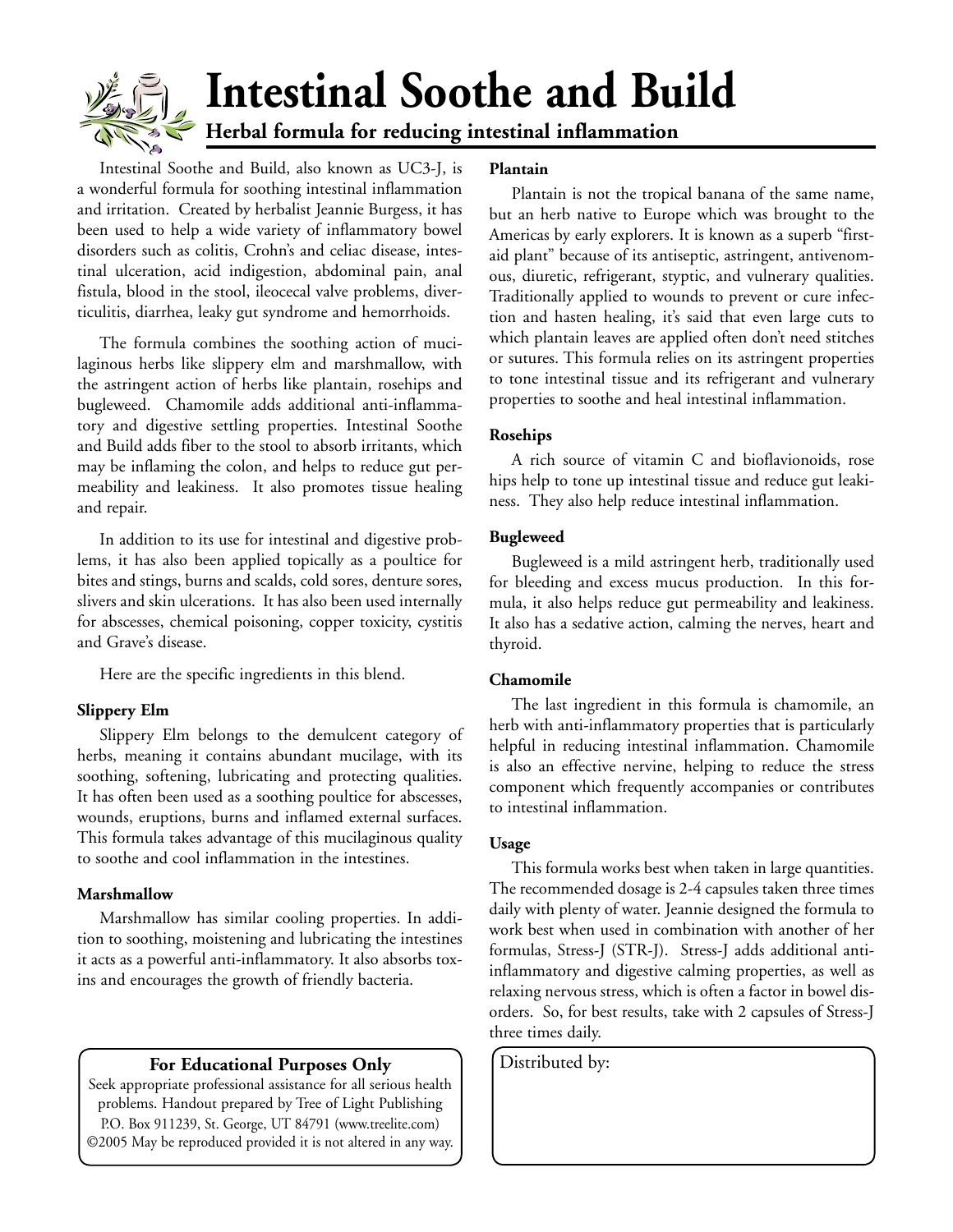# Intestinal Soothe and Build

## Herbal formula for reducing intestinal inflammation

Intestinal Soothe and Build, also known as UC3-J, is a wonderful formula for soothing intestinal inflammation and irritation. Created by herbalist Jeannie Burgess, it has been used to help a wide variety of inflammatory bowel disorders such as colitis, Crohn's and celiac disease, intestinal ulceration, acid indigestion, abdominal pain, anal fistula, blood in the stool, ileocecal valve problems, diverticulitis, diarrhea, leaky gut syndrome and hemorrhoids.

The formula combines the soothing action of mucilaginous herbs like slippery elm and marshmallow, with the astringent action of herbs like plantain, rosehips and bugleweed. Chamomile adds additional anti-inflammatory and digestive settling properties. Intestinal Soothe and Build adds fiber to the stool to absorb irritants, which may be inflaming the colon, and helps to reduce gut permeability and leakiness. It also promotes tissue healing and repair.

In addition to its use for intestinal and digestive problems, it has also been applied topically as a poultice for bites and stings, burns and scalds, cold sores, denture sores, slivers and skin ulcerations. It has also been used internally for abscesses, chemical poisoning, copper toxicity, cystitis and Grave's disease.

Here are the specific ingredients in this blend.

**Slippery Elm**

Slippery Elm belongs to the demulcent category of herbs, meaning it contains abundant mucilage, with its soothing, softening, lubricating and protecting qualities. It has often been used as a soothing poultice for abscesses, wounds, eruptions, burns and inflamed external surfaces. This formula takes advantage of this mucilaginous quality to soothe and cool inflammation in the intestines.

**Marshmallow**

Marshmallow has similar cooling properties. In addition to soothing, moistening and lubricating the intestines it acts as a powerful anti-inflammatory. It also absorbs toxins and encourages the growth of friendly bacteria.

**Plantain**

Plantain is not the tropical banana of the same name, but an herb native to Europe which was brought to the Americas by early explorers. It is known as a superb "first-aid plant" because of its antiseptic, astringent, antivenomous, diuretic, refrigerant, styptic, and vulnerary qualities. Traditionally applied to wounds to prevent or cure infection and hasten healing, it's said that even large cuts to which plantain leaves are applied often don't need stitches or sutures. This formula relies on its astringent properties to tone intestinal tissue and its refrigerant and vulnerary properties to soothe and heal intestinal inflammation.

**Rosehips**

A rich source of vitamin C and bioflavionoids, rose hips help to tone up intestinal tissue and reduce gut leakiness. They also help reduce intestinal inflammation.

**Bugleweed**

Bugleweed is a mild astringent herb, traditionally used for bleeding and excess mucus production. In this formula, it also helps reduce gut permeability and leakiness. It also has a sedative action, calming the nerves, heart and thyroid.

**Chamomile**

The last ingredient in this formula is chamomile, an herb with anti-inflammatory properties that is particularly helpful in reducing intestinal inflammation. Chamomile is also an effective nervine, helping to reduce the stress component which frequently accompanies or contributes to intestinal inflammation.

**Usage**

This formula works best when taken in large quantities. The recommended dosage is 2-4 capsules taken three times daily with plenty of water. Jeannie designed the formula to work best when used in combination with another of her formulas, Stress-J (STR-J). Stress-J adds additional anti-inflammatory and digestive calming properties, as well as relaxing nervous stress, which is often a factor in bowel disorders. So, for best results, take with 2 capsules of Stress-J three times daily.

**For Educational Purposes Only**

Seek appropriate professional assistance for all serious health problems. Handout prepared by Tree of Light Publishing P.O. Box 911239, St. George, UT 84791 (www.treelite.com) ©2005 May be reproduced provided it is not altered in any way.

Distributed by: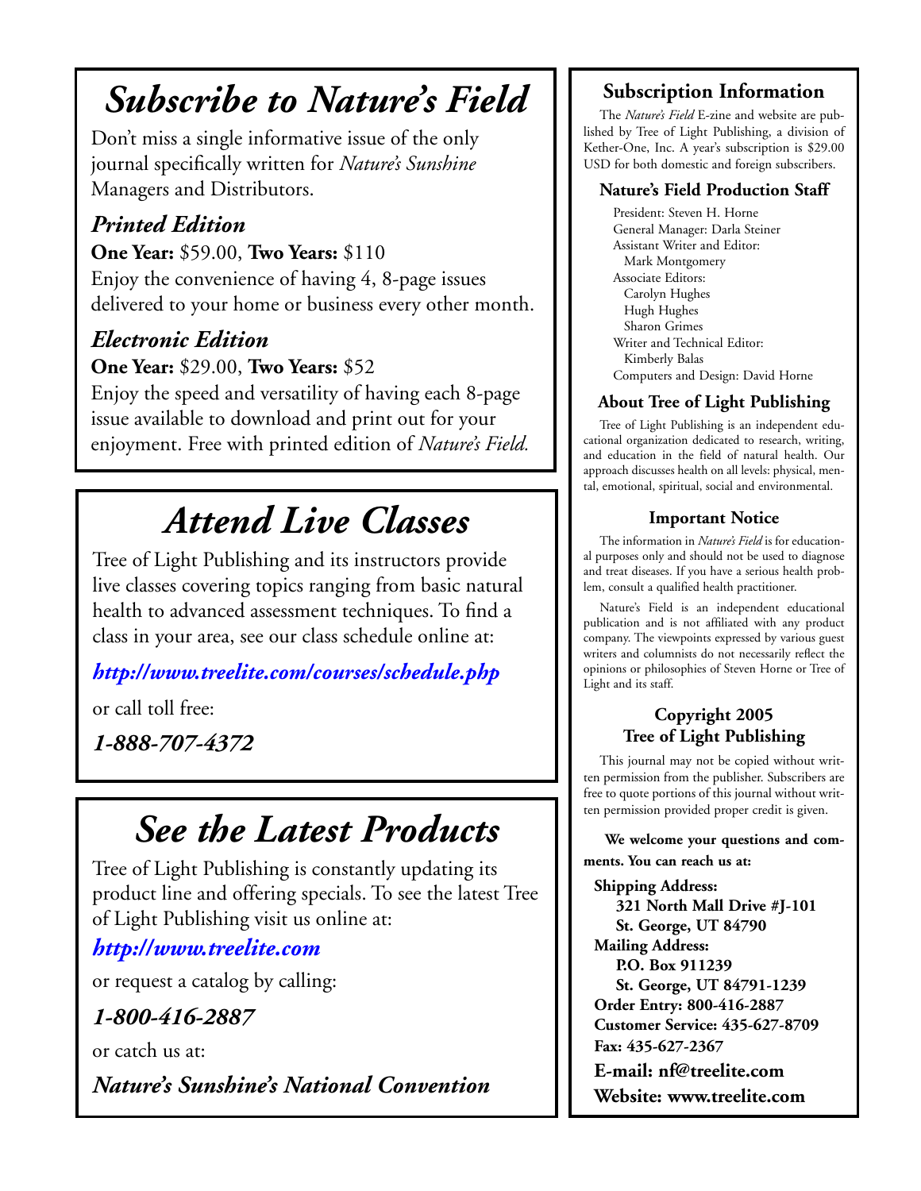# *Subscribe to Nature's Field*

Don't miss a single informative issue of the only journal specifically written for *Nature's Sunshine* Managers and Distributors.

### *Printed Edition*

**One Year:** $59.00, **Two Years:** $110

Enjoy the convenience of having 4, 8-page issues delivered to your home or business every other month.

### *Electronic Edition*

**One Year:** $29.00, **Two Years:** $52

Enjoy the speed and versatility of having each 8-page issue available to download and print out for your enjoyment. Free with printed edition of *Nature's Field.*

# *Attend Live Classes*

Tree of Light Publishing and its instructors provide live classes covering topics ranging from basic natural health to advanced assessment techniques. To find a class in your area, see our class schedule online at:

***http://www.treelite.com/courses/schedule.php***

or call toll free:

***1-888-707-4372***

# *See the Latest Products*

Tree of Light Publishing is constantly updating its product line and offering specials. To see the latest Tree of Light Publishing visit us online at:

***http://www.treelite.com***

or request a catalog by calling:

***1-800-416-2887***

or catch us at:

***Nature's Sunshine's National Convention***

## Subscription Information

The *Nature's Field* E-zine and website are published by Tree of Light Publishing, a division of Kether-One, Inc. A year's subscription is $29.00 USD for both domestic and foreign subscribers.

### Nature's Field Production Staff

President: Steven H. Horne
General Manager: Darla Steiner
Assistant Writer and Editor:
Mark Montgomery
Associate Editors:
Carolyn Hughes
Hugh Hughes
Sharon Grimes
Writer and Technical Editor:
Kimberly Balas
Computers and Design: David Horne

### About Tree of Light Publishing

Tree of Light Publishing is an independent educational organization dedicated to research, writing, and education in the field of natural health. Our approach discusses health on all levels: physical, mental, emotional, spiritual, social and environmental.

### Important Notice

The information in *Nature's Field* is for educational purposes only and should not be used to diagnose and treat diseases. If you have a serious health problem, consult a qualified health practitioner.

Nature's Field is an independent educational publication and is not affiliated with any product company. The viewpoints expressed by various guest writers and columnists do not necessarily reflect the opinions or philosophies of Steven Horne or Tree of Light and its staff.

### Copyright 2005 Tree of Light Publishing

This journal may not be copied without written permission from the publisher. Subscribers are free to quote portions of this journal without written permission provided proper credit is given.

**We welcome your questions and comments. You can reach us at:**

**Shipping Address:**
**321 North Mall Drive #J-101**
**St. George, UT 84790**
**Mailing Address:**
**P.O. Box 911239**
**St. George, UT 84791-1239**
**Order Entry: 800-416-2887**
**Customer Service: 435-627-8709**
**Fax: 435-627-2367**
**E-mail: nf@treelite.com**
**Website: www.treelite.com**